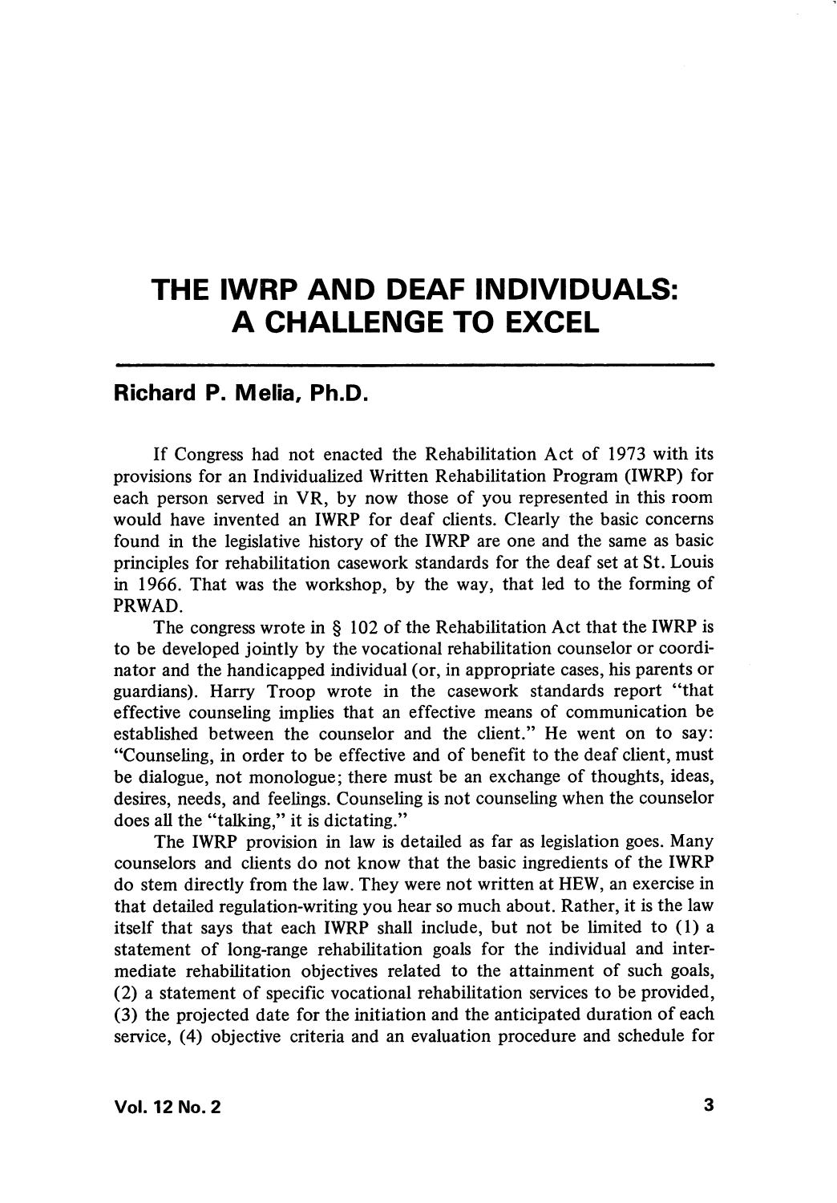# THE IWRP AND DEAF INDIVIDUALS: A CHALLENGE TO EXCEL

**Richard P. Melia, Ph.D.**

If Congress had not enacted the Rehabilitation Act of 1973 with its provisions for an Individualized Written Rehabilitation Program (IWRP) for each person served in VR, by now those of you represented in this room would have invented an IWRP for deaf clients. Clearly the basic concerns found in the legislative history of the IWRP are one and the same as basic principles for rehabilitation casework standards for the deaf set at St. Louis in 1966. That was the workshop, by the way, that led to the forming of PRWAD.

The congress wrote in § 102 of the Rehabilitation Act that the IWRP is to be developed jointly by the vocational rehabilitation counselor or coordinator and the handicapped individual (or, in appropriate cases, his parents or guardians). Harry Troop wrote in the casework standards report "that effective counseling implies that an effective means of communication be established between the counselor and the client." He went on to say: "Counseling, in order to be effective and of benefit to the deaf client, must be dialogue, not monologue; there must be an exchange of thoughts, ideas, desires, needs, and feelings. Counseling is not counseling when the counselor does all the "talking," it is dictating."

The IWRP provision in law is detailed as far as legislation goes. Many counselors and clients do not know that the basic ingredients of the IWRP do stem directly from the law. They were not written at HEW, an exercise in that detailed regulation-writing you hear so much about. Rather, it is the law itself that says that each IWRP shall include, but not be limited to (1) a statement of long-range rehabilitation goals for the individual and intermediate rehabilitation objectives related to the attainment of such goals, (2) a statement of specific vocational rehabilitation services to be provided, (3) the projected date for the initiation and the anticipated duration of each service, (4) objective criteria and an evaluation procedure and schedule for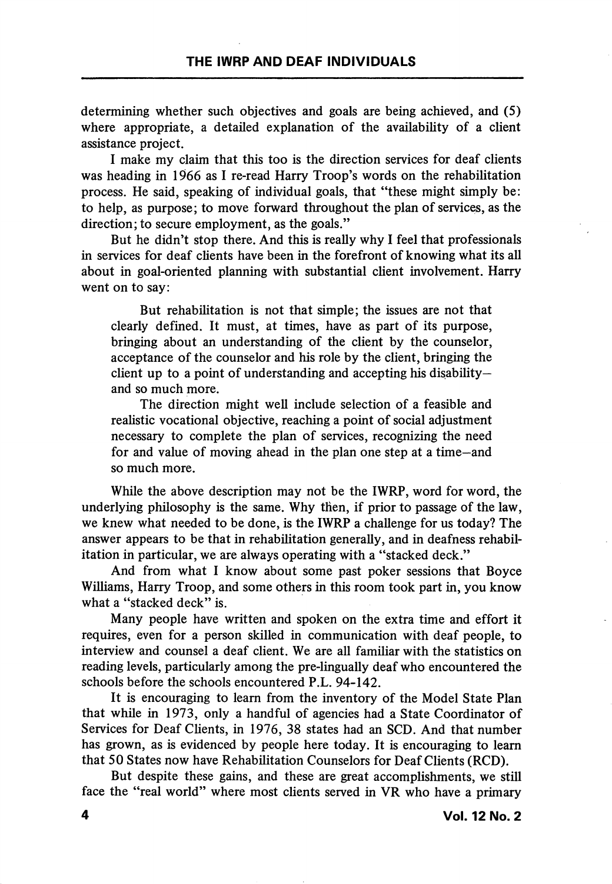determining whether such objectives and goals are being achieved, and (5) where appropriate, a detailed explanation of the availability of a client assistance project.

I make my claim that this too is the direction services for deaf clients was heading in 1966 as I re-read Harry Troop's words on the rehabilitation process. He said, speaking of individual goals, that "these might simply be: to help, as purpose; to move forward throughout the plan of services, as the direction; to secure employment, as the goals."

But he didn't stop there. And this is really why I feel that professionals in services for deaf clients have been in the forefront of knowing what its all about in goal-oriented planning with substantial client involvement. Harry went on to say:

> But rehabilitation is not that simple; the issues are not that clearly defined. It must, at times, have as part of its purpose, bringing about an understanding of the client by the counselor, acceptance of the counselor and his role by the client, bringing the client up to a point of understanding and accepting his disability—and so much more.
>
> The direction might well include selection of a feasible and realistic vocational objective, reaching a point of social adjustment necessary to complete the plan of services, recognizing the need for and value of moving ahead in the plan one step at a time—and so much more.

While the above description may not be the IWRP, word for word, the underlying philosophy is the same. Why then, if prior to passage of the law, we knew what needed to be done, is the IWRP a challenge for us today? The answer appears to be that in rehabilitation generally, and in deafness rehabilitation in particular, we are always operating with a "stacked deck."

And from what I know about some past poker sessions that Boyce Williams, Harry Troop, and some others in this room took part in, you know what a "stacked deck" is.

Many people have written and spoken on the extra time and effort it requires, even for a person skilled in communication with deaf people, to interview and counsel a deaf client. We are all familiar with the statistics on reading levels, particularly among the pre-lingually deaf who encountered the schools before the schools encountered P.L. 94-142.

It is encouraging to learn from the inventory of the Model State Plan that while in 1973, only a handful of agencies had a State Coordinator of Services for Deaf Clients, in 1976, 38 states had an SCD. And that number has grown, as is evidenced by people here today. It is encouraging to learn that 50 States now have Rehabilitation Counselors for Deaf Clients (RCD).

But despite these gains, and these are great accomplishments, we still face the "real world" where most clients served in VR who have a primary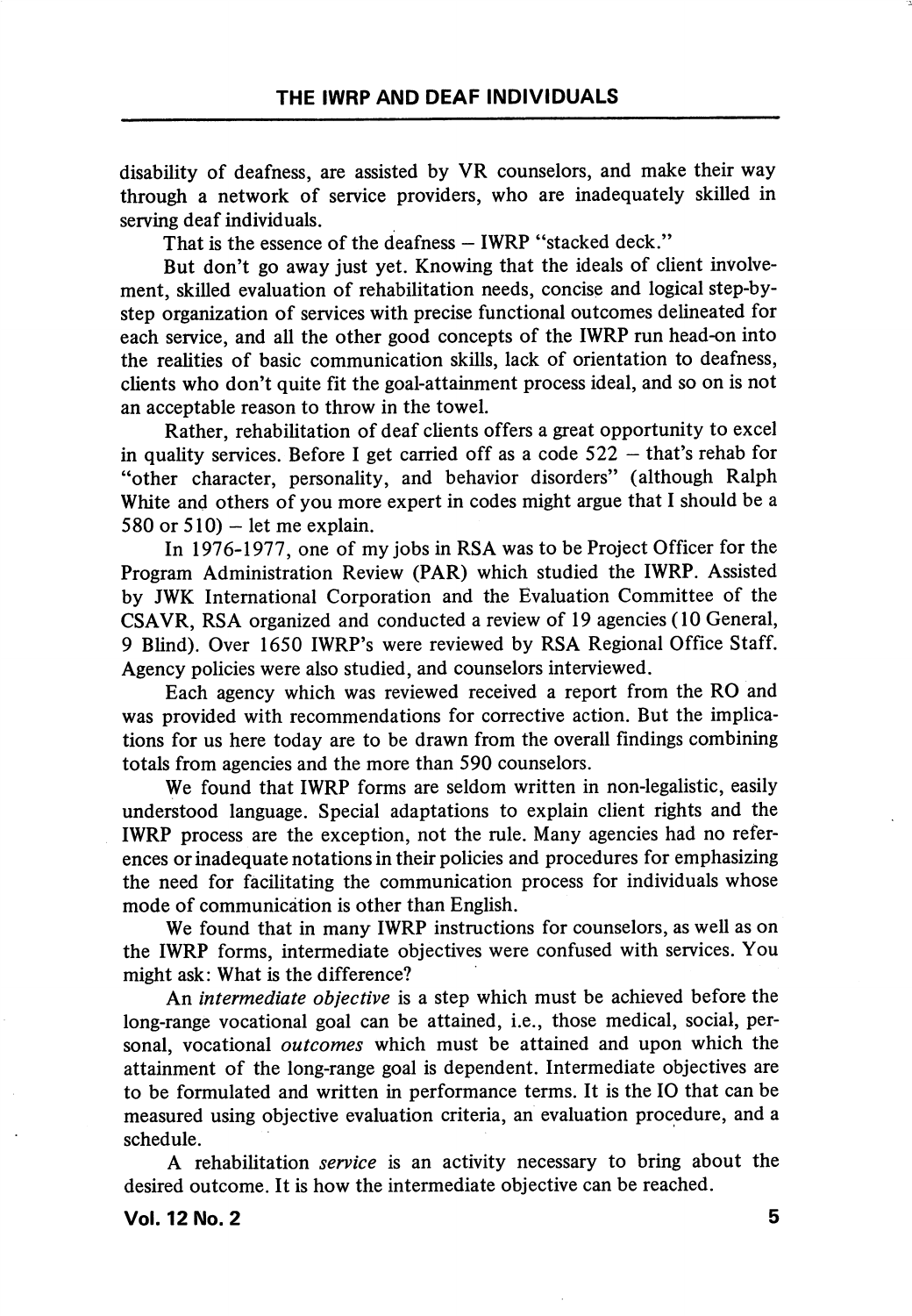disability of deafness, are assisted by VR counselors, and make their way through a network of service providers, who are inadequately skilled in serving deaf individuals.

That is the essence of the deafness – IWRP "stacked deck."

But don't go away just yet. Knowing that the ideals of client involvement, skilled evaluation of rehabilitation needs, concise and logical step-by-step organization of services with precise functional outcomes delineated for each service, and all the other good concepts of the IWRP run head-on into the realities of basic communication skills, lack of orientation to deafness, clients who don't quite fit the goal-attainment process ideal, and so on is not an acceptable reason to throw in the towel.

Rather, rehabilitation of deaf clients offers a great opportunity to excel in quality services. Before I get carried off as a code 522 – that's rehab for "other character, personality, and behavior disorders" (although Ralph White and others of you more expert in codes might argue that I should be a 580 or 510) – let me explain.

In 1976-1977, one of my jobs in RSA was to be Project Officer for the Program Administration Review (PAR) which studied the IWRP. Assisted by JWK International Corporation and the Evaluation Committee of the CSAVR, RSA organized and conducted a review of 19 agencies (10 General, 9 Blind). Over 1650 IWRP's were reviewed by RSA Regional Office Staff. Agency policies were also studied, and counselors interviewed.

Each agency which was reviewed received a report from the RO and was provided with recommendations for corrective action. But the implications for us here today are to be drawn from the overall findings combining totals from agencies and the more than 590 counselors.

We found that IWRP forms are seldom written in non-legalistic, easily understood language. Special adaptations to explain client rights and the IWRP process are the exception, not the rule. Many agencies had no references or inadequate notations in their policies and procedures for emphasizing the need for facilitating the communication process for individuals whose mode of communication is other than English.

We found that in many IWRP instructions for counselors, as well as on the IWRP forms, intermediate objectives were confused with services. You might ask: What is the difference?

An *intermediate objective* is a step which must be achieved before the long-range vocational goal can be attained, i.e., those medical, social, personal, vocational *outcomes* which must be attained and upon which the attainment of the long-range goal is dependent. Intermediate objectives are to be formulated and written in performance terms. It is the IO that can be measured using objective evaluation criteria, an evaluation procedure, and a schedule.

A rehabilitation *service* is an activity necessary to bring about the desired outcome. It is how the intermediate objective can be reached.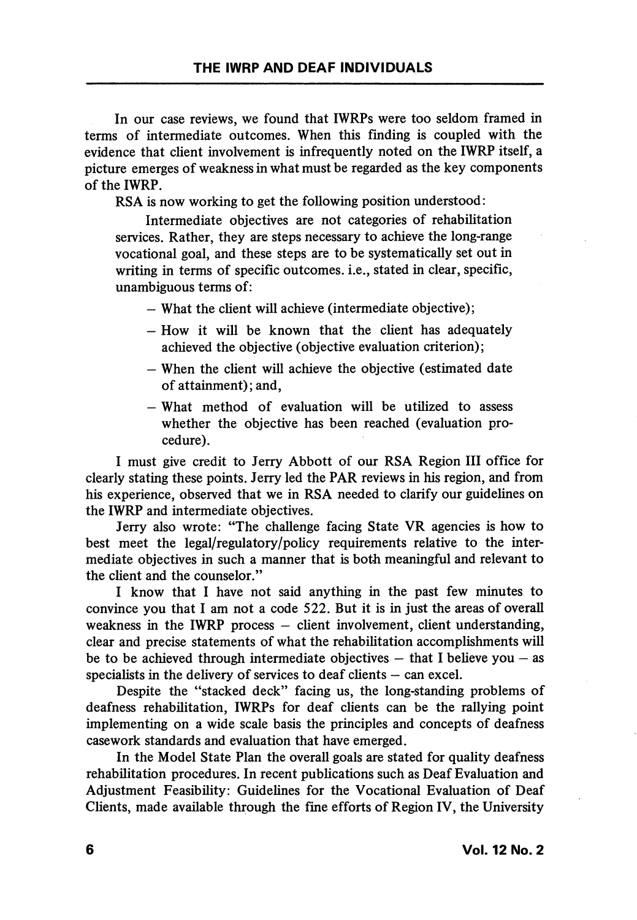In our case reviews, we found that IWRPs were too seldom framed in terms of intermediate outcomes. When this finding is coupled with the evidence that client involvement is infrequently noted on the IWRP itself, a picture emerges of weakness in what must be regarded as the key components of the IWRP.

RSA is now working to get the following position understood:

> Intermediate objectives are not categories of rehabilitation services. Rather, they are steps necessary to achieve the long-range vocational goal, and these steps are to be systematically set out in writing in terms of specific outcomes. i.e., stated in clear, specific, unambiguous terms of:
>
> - What the client will achieve (intermediate objective);
> - How it will be known that the client has adequately achieved the objective (objective evaluation criterion);
> - When the client will achieve the objective (estimated date of attainment); and,
> - What method of evaluation will be utilized to assess whether the objective has been reached (evaluation procedure).

I must give credit to Jerry Abbott of our RSA Region III office for clearly stating these points. Jerry led the PAR reviews in his region, and from his experience, observed that we in RSA needed to clarify our guidelines on the IWRP and intermediate objectives.

Jerry also wrote: "The challenge facing State VR agencies is how to best meet the legal/regulatory/policy requirements relative to the intermediate objectives in such a manner that is both meaningful and relevant to the client and the counselor."

I know that I have not said anything in the past few minutes to convince you that I am not a code 522. But it is in just the areas of overall weakness in the IWRP process – client involvement, client understanding, clear and precise statements of what the rehabilitation accomplishments will be to be achieved through intermediate objectives – that I believe you – as specialists in the delivery of services to deaf clients – can excel.

Despite the "stacked deck" facing us, the long-standing problems of deafness rehabilitation, IWRPs for deaf clients can be the rallying point implementing on a wide scale basis the principles and concepts of deafness casework standards and evaluation that have emerged.

In the Model State Plan the overall goals are stated for quality deafness rehabilitation procedures. In recent publications such as Deaf Evaluation and Adjustment Feasibility: Guidelines for the Vocational Evaluation of Deaf Clients, made available through the fine efforts of Region IV, the University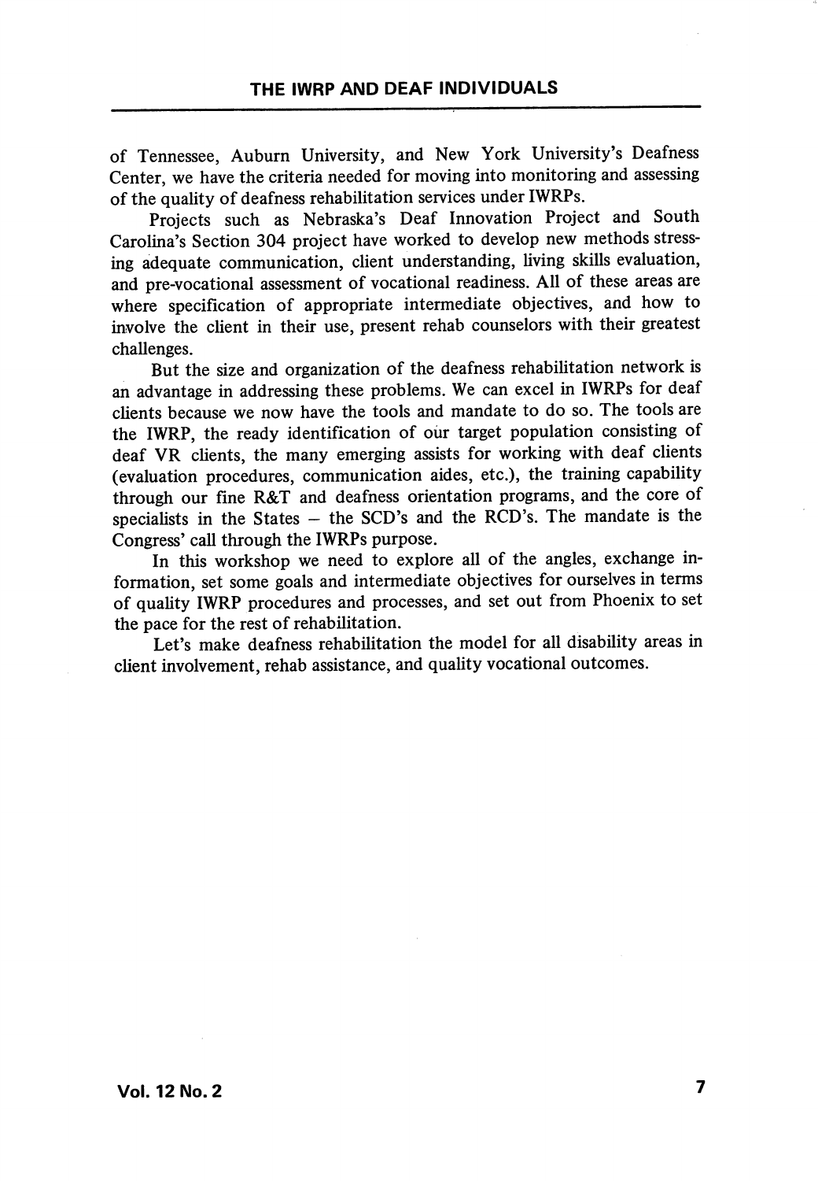of Tennessee, Auburn University, and New York University's Deafness Center, we have the criteria needed for moving into monitoring and assessing of the quality of deafness rehabilitation services under IWRPs.

Projects such as Nebraska's Deaf Innovation Project and South Carolina's Section 304 project have worked to develop new methods stressing adequate communication, client understanding, living skills evaluation, and pre-vocational assessment of vocational readiness. All of these areas are where specification of appropriate intermediate objectives, and how to involve the client in their use, present rehab counselors with their greatest challenges.

But the size and organization of the deafness rehabilitation network is an advantage in addressing these problems. We can excel in IWRPs for deaf clients because we now have the tools and mandate to do so. The tools are the IWRP, the ready identification of our target population consisting of deaf VR clients, the many emerging assists for working with deaf clients (evaluation procedures, communication aides, etc.), the training capability through our fine R&T and deafness orientation programs, and the core of specialists in the States – the SCD's and the RCD's. The mandate is the Congress' call through the IWRPs purpose.

In this workshop we need to explore all of the angles, exchange information, set some goals and intermediate objectives for ourselves in terms of quality IWRP procedures and processes, and set out from Phoenix to set the pace for the rest of rehabilitation.

Let's make deafness rehabilitation the model for all disability areas in client involvement, rehab assistance, and quality vocational outcomes.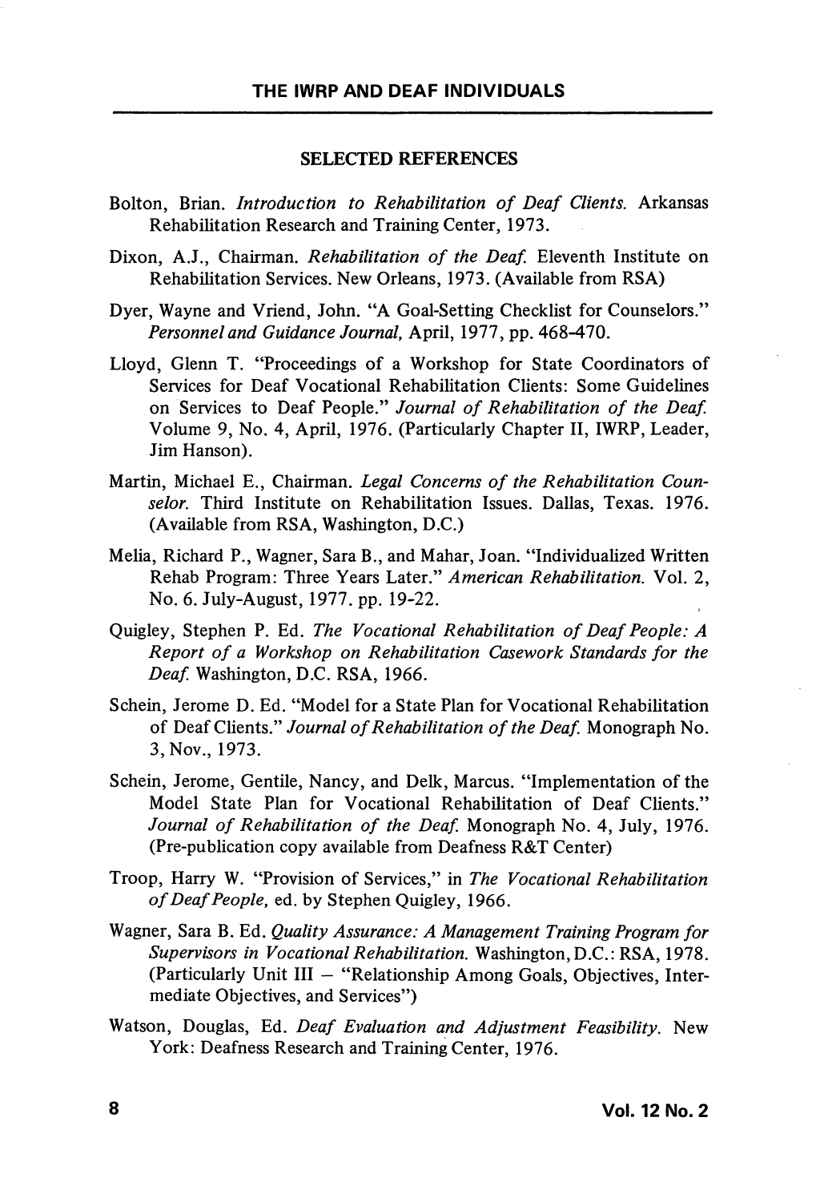## SELECTED REFERENCES

Bolton, Brian. *Introduction to Rehabilitation of Deaf Clients.* Arkansas Rehabilitation Research and Training Center, 1973.

Dixon, A.J., Chairman. *Rehabilitation of the Deaf.* Eleventh Institute on Rehabilitation Services. New Orleans, 1973. (Available from RSA)

Dyer, Wayne and Vriend, John. "A Goal-Setting Checklist for Counselors." *Personnel and Guidance Journal,* April, 1977, pp. 468-470.

Lloyd, Glenn T. "Proceedings of a Workshop for State Coordinators of Services for Deaf Vocational Rehabilitation Clients: Some Guidelines on Services to Deaf People." *Journal of Rehabilitation of the Deaf.* Volume 9, No. 4, April, 1976. (Particularly Chapter II, IWRP, Leader, Jim Hanson).

Martin, Michael E., Chairman. *Legal Concerns of the Rehabilitation Counselor.* Third Institute on Rehabilitation Issues. Dallas, Texas. 1976. (Available from RSA, Washington, D.C.)

Melia, Richard P., Wagner, Sara B., and Mahar, Joan. "Individualized Written Rehab Program: Three Years Later." *American Rehabilitation.* Vol. 2, No. 6. July-August, 1977. pp. 19-22.

Quigley, Stephen P. Ed. *The Vocational Rehabilitation of Deaf People: A Report of a Workshop on Rehabilitation Casework Standards for the Deaf.* Washington, D.C. RSA, 1966.

Schein, Jerome D. Ed. "Model for a State Plan for Vocational Rehabilitation of Deaf Clients." *Journal of Rehabilitation of the Deaf.* Monograph No. 3, Nov., 1973.

Schein, Jerome, Gentile, Nancy, and Delk, Marcus. "Implementation of the Model State Plan for Vocational Rehabilitation of Deaf Clients." *Journal of Rehabilitation of the Deaf.* Monograph No. 4, July, 1976. (Pre-publication copy available from Deafness R&T Center)

Troop, Harry W. "Provision of Services," in *The Vocational Rehabilitation of Deaf People,* ed. by Stephen Quigley, 1966.

Wagner, Sara B. Ed. *Quality Assurance: A Management Training Program for Supervisors in Vocational Rehabilitation.* Washington, D.C.: RSA, 1978. (Particularly Unit III – "Relationship Among Goals, Objectives, Intermediate Objectives, and Services")

Watson, Douglas, Ed. *Deaf Evaluation and Adjustment Feasibility.* New York: Deafness Research and Training Center, 1976.